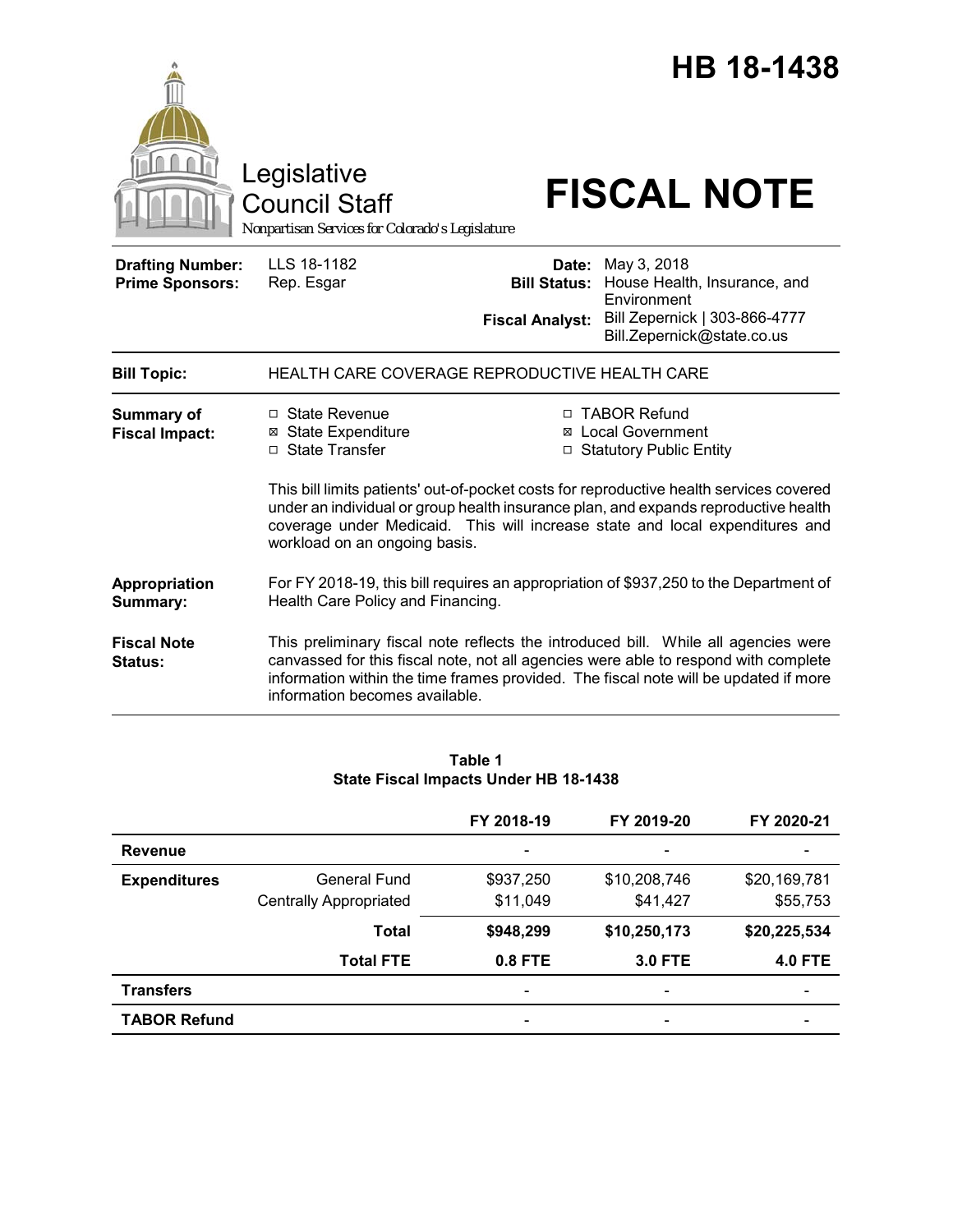# HB 18-1438

Legislative Council Staff

*Nonpartisan Services for Colorado's Legislature*

# FISCAL NOTE

| | | | |
|---|---|---|---|
| **Drafting Number:** | LLS 18-1182 | **Date:** | May 3, 2018 |
| **Prime Sponsors:** | Rep. Esgar | **Bill Status:** | House Health, Insurance, and Environment |
| | | **Fiscal Analyst:** | Bill Zepernick \| 303-866-4777 Bill.Zepernick@state.co.us |

**Bill Topic:** HEALTH CARE COVERAGE REPRODUCTIVE HEALTH CARE

**Summary of Fiscal Impact:**

- ☐ State Revenue
- ☒ State Expenditure
- ☐ State Transfer
- ☐ TABOR Refund
- ☒ Local Government
- ☐ Statutory Public Entity

This bill limits patients' out-of-pocket costs for reproductive health services covered under an individual or group health insurance plan, and expands reproductive health coverage under Medicaid. This will increase state and local expenditures and workload on an ongoing basis.

**Appropriation Summary:** For FY 2018-19, this bill requires an appropriation of $937,250 to the Department of Health Care Policy and Financing.

**Fiscal Note Status:** This preliminary fiscal note reflects the introduced bill. While all agencies were canvassed for this fiscal note, not all agencies were able to respond with complete information within the time frames provided. The fiscal note will be updated if more information becomes available.

**Table 1**
**State Fiscal Impacts Under HB 18-1438**

| | | FY 2018-19 | FY 2019-20 | FY 2020-21 |
|---|---|---|---|---|
| **Revenue** | | - | - | - |
| **Expenditures** | General Fund | $937,250 | $10,208,746 | $20,169,781 |
| | Centrally Appropriated | $11,049 | $41,427 | $55,753 |
| | **Total** | **$948,299** | **$10,250,173** | **$20,225,534** |
| | **Total FTE** | **0.8 FTE** | **3.0 FTE** | **4.0 FTE** |
| **Transfers** | | - | - | - |
| **TABOR Refund** | | - | - | - |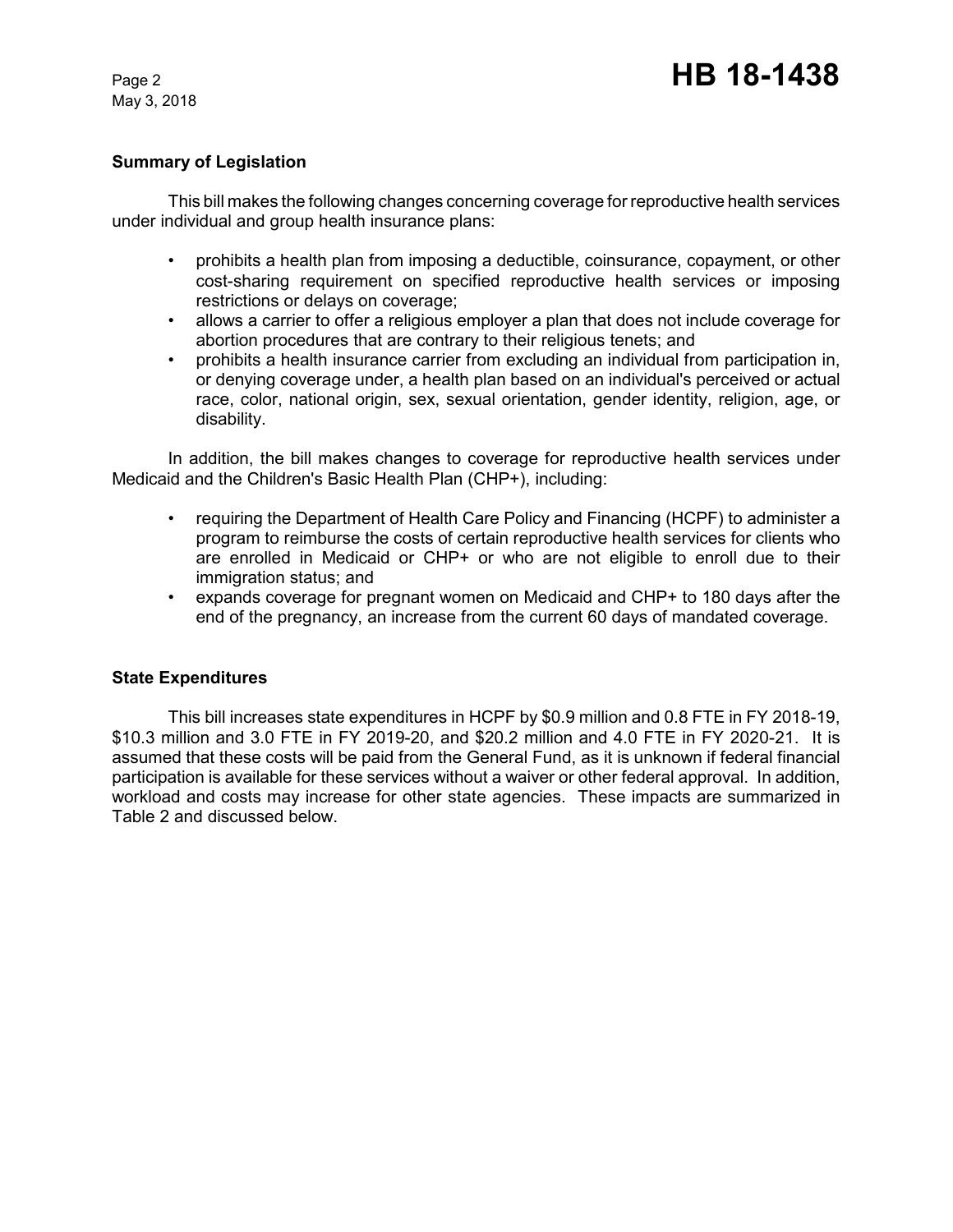## Summary of Legislation

This bill makes the following changes concerning coverage for reproductive health services under individual and group health insurance plans:

- prohibits a health plan from imposing a deductible, coinsurance, copayment, or other cost-sharing requirement on specified reproductive health services or imposing restrictions or delays on coverage;
- allows a carrier to offer a religious employer a plan that does not include coverage for abortion procedures that are contrary to their religious tenets; and
- prohibits a health insurance carrier from excluding an individual from participation in, or denying coverage under, a health plan based on an individual's perceived or actual race, color, national origin, sex, sexual orientation, gender identity, religion, age, or disability.

In addition, the bill makes changes to coverage for reproductive health services under Medicaid and the Children's Basic Health Plan (CHP+), including:

- requiring the Department of Health Care Policy and Financing (HCPF) to administer a program to reimburse the costs of certain reproductive health services for clients who are enrolled in Medicaid or CHP+ or who are not eligible to enroll due to their immigration status; and
- expands coverage for pregnant women on Medicaid and CHP+ to 180 days after the end of the pregnancy, an increase from the current 60 days of mandated coverage.

## State Expenditures

This bill increases state expenditures in HCPF by $0.9 million and 0.8 FTE in FY 2018-19, $10.3 million and 3.0 FTE in FY 2019-20, and $20.2 million and 4.0 FTE in FY 2020-21. It is assumed that these costs will be paid from the General Fund, as it is unknown if federal financial participation is available for these services without a waiver or other federal approval. In addition, workload and costs may increase for other state agencies. These impacts are summarized in Table 2 and discussed below.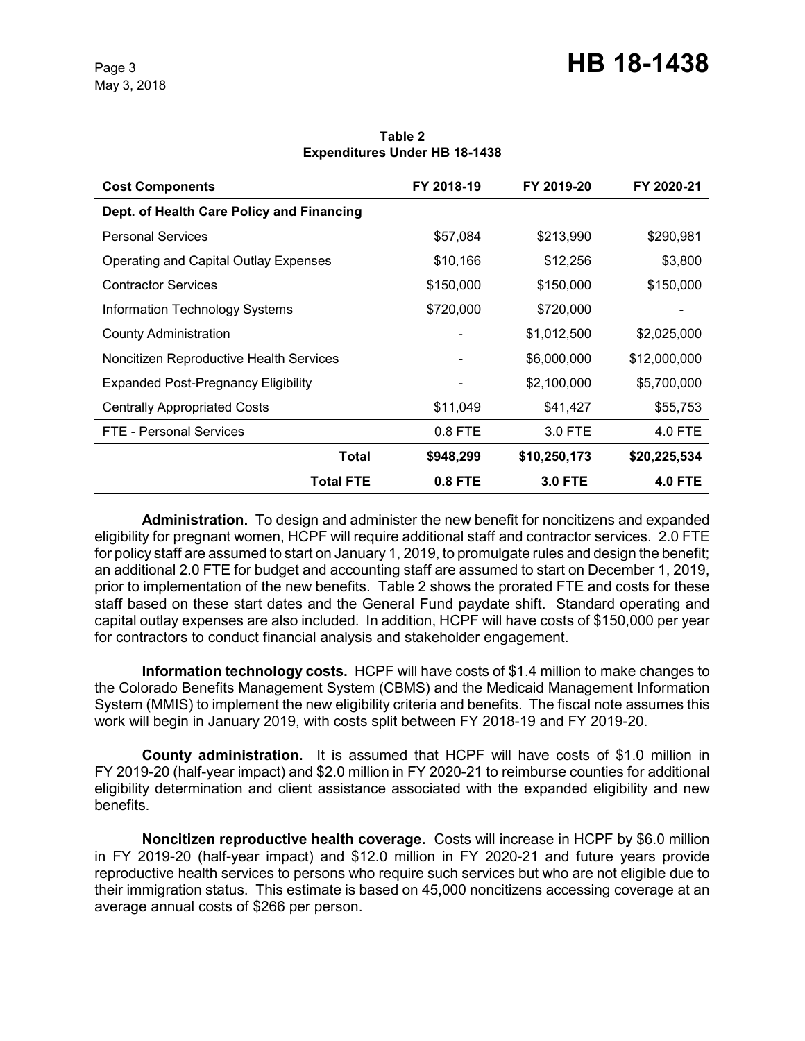**Table 2**
**Expenditures Under HB 18-1438**

| Cost Components | FY 2018-19 | FY 2019-20 | FY 2020-21 |
|---|---|---|---|
| **Dept. of Health Care Policy and Financing** | | | |
| Personal Services | $57,084 | $213,990 | $290,981 |
| Operating and Capital Outlay Expenses | $10,166 | $12,256 | $3,800 |
| Contractor Services | $150,000 | $150,000 | $150,000 |
| Information Technology Systems | $720,000 | $720,000 | - |
| County Administration | - | $1,012,500 | $2,025,000 |
| Noncitizen Reproductive Health Services | - | $6,000,000 | $12,000,000 |
| Expanded Post-Pregnancy Eligibility | - | $2,100,000 | $5,700,000 |
| Centrally Appropriated Costs | $11,049 | $41,427 | $55,753 |
| FTE - Personal Services | 0.8 FTE | 3.0 FTE | 4.0 FTE |
| **Total** | **$948,299** | **$10,250,173** | **$20,225,534** |
| **Total FTE** | **0.8 FTE** | **3.0 FTE** | **4.0 FTE** |

**Administration.** To design and administer the new benefit for noncitizens and expanded eligibility for pregnant women, HCPF will require additional staff and contractor services. 2.0 FTE for policy staff are assumed to start on January 1, 2019, to promulgate rules and design the benefit; an additional 2.0 FTE for budget and accounting staff are assumed to start on December 1, 2019, prior to implementation of the new benefits. Table 2 shows the prorated FTE and costs for these staff based on these start dates and the General Fund paydate shift. Standard operating and capital outlay expenses are also included. In addition, HCPF will have costs of $150,000 per year for contractors to conduct financial analysis and stakeholder engagement.

**Information technology costs.** HCPF will have costs of $1.4 million to make changes to the Colorado Benefits Management System (CBMS) and the Medicaid Management Information System (MMIS) to implement the new eligibility criteria and benefits. The fiscal note assumes this work will begin in January 2019, with costs split between FY 2018-19 and FY 2019-20.

**County administration.** It is assumed that HCPF will have costs of $1.0 million in FY 2019-20 (half-year impact) and $2.0 million in FY 2020-21 to reimburse counties for additional eligibility determination and client assistance associated with the expanded eligibility and new benefits.

**Noncitizen reproductive health coverage.** Costs will increase in HCPF by $6.0 million in FY 2019-20 (half-year impact) and $12.0 million in FY 2020-21 and future years provide reproductive health services to persons who require such services but who are not eligible due to their immigration status. This estimate is based on 45,000 noncitizens accessing coverage at an average annual costs of $266 per person.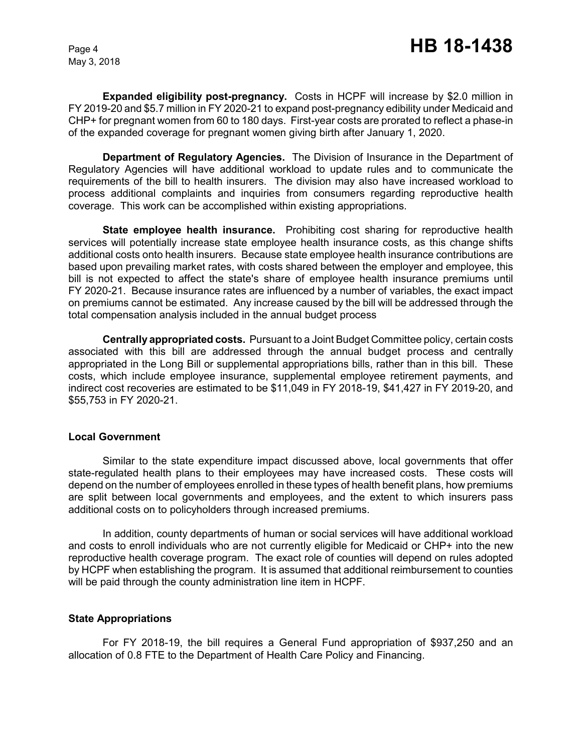**Expanded eligibility post-pregnancy.** Costs in HCPF will increase by $2.0 million in FY 2019-20 and $5.7 million in FY 2020-21 to expand post-pregnancy edibility under Medicaid and CHP+ for pregnant women from 60 to 180 days. First-year costs are prorated to reflect a phase-in of the expanded coverage for pregnant women giving birth after January 1, 2020.

**Department of Regulatory Agencies.** The Division of Insurance in the Department of Regulatory Agencies will have additional workload to update rules and to communicate the requirements of the bill to health insurers. The division may also have increased workload to process additional complaints and inquiries from consumers regarding reproductive health coverage. This work can be accomplished within existing appropriations.

**State employee health insurance.** Prohibiting cost sharing for reproductive health services will potentially increase state employee health insurance costs, as this change shifts additional costs onto health insurers. Because state employee health insurance contributions are based upon prevailing market rates, with costs shared between the employer and employee, this bill is not expected to affect the state's share of employee health insurance premiums until FY 2020-21. Because insurance rates are influenced by a number of variables, the exact impact on premiums cannot be estimated. Any increase caused by the bill will be addressed through the total compensation analysis included in the annual budget process

**Centrally appropriated costs.** Pursuant to a Joint Budget Committee policy, certain costs associated with this bill are addressed through the annual budget process and centrally appropriated in the Long Bill or supplemental appropriations bills, rather than in this bill. These costs, which include employee insurance, supplemental employee retirement payments, and indirect cost recoveries are estimated to be $11,049 in FY 2018-19, $41,427 in FY 2019-20, and $55,753 in FY 2020-21.

## Local Government

Similar to the state expenditure impact discussed above, local governments that offer state-regulated health plans to their employees may have increased costs. These costs will depend on the number of employees enrolled in these types of health benefit plans, how premiums are split between local governments and employees, and the extent to which insurers pass additional costs on to policyholders through increased premiums.

In addition, county departments of human or social services will have additional workload and costs to enroll individuals who are not currently eligible for Medicaid or CHP+ into the new reproductive health coverage program. The exact role of counties will depend on rules adopted by HCPF when establishing the program. It is assumed that additional reimbursement to counties will be paid through the county administration line item in HCPF.

## State Appropriations

For FY 2018-19, the bill requires a General Fund appropriation of $937,250 and an allocation of 0.8 FTE to the Department of Health Care Policy and Financing.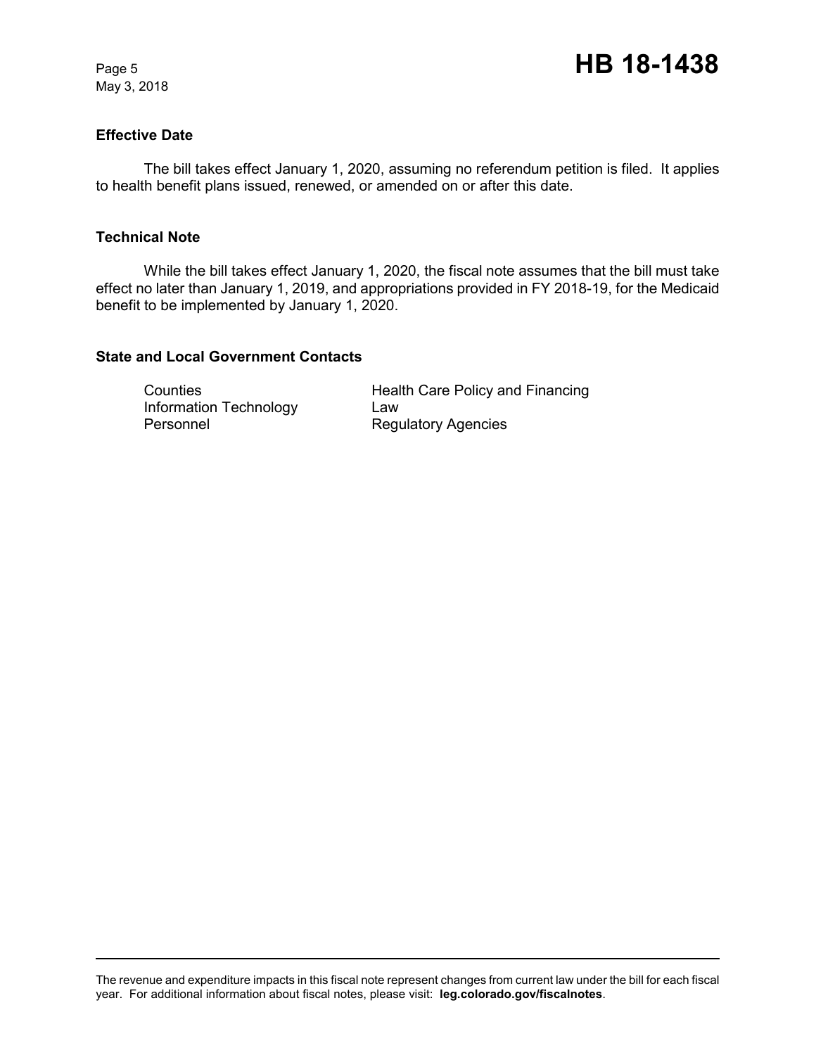## Effective Date

The bill takes effect January 1, 2020, assuming no referendum petition is filed. It applies to health benefit plans issued, renewed, or amended on or after this date.

## Technical Note

While the bill takes effect January 1, 2020, the fiscal note assumes that the bill must take effect no later than January 1, 2019, and appropriations provided in FY 2018-19, for the Medicaid benefit to be implemented by January 1, 2020.

## State and Local Government Contacts

| | |
|---|---|
| Counties | Health Care Policy and Financing |
| Information Technology | Law |
| Personnel | Regulatory Agencies |

The revenue and expenditure impacts in this fiscal note represent changes from current law under the bill for each fiscal year. For additional information about fiscal notes, please visit: **leg.colorado.gov/fiscalnotes**.